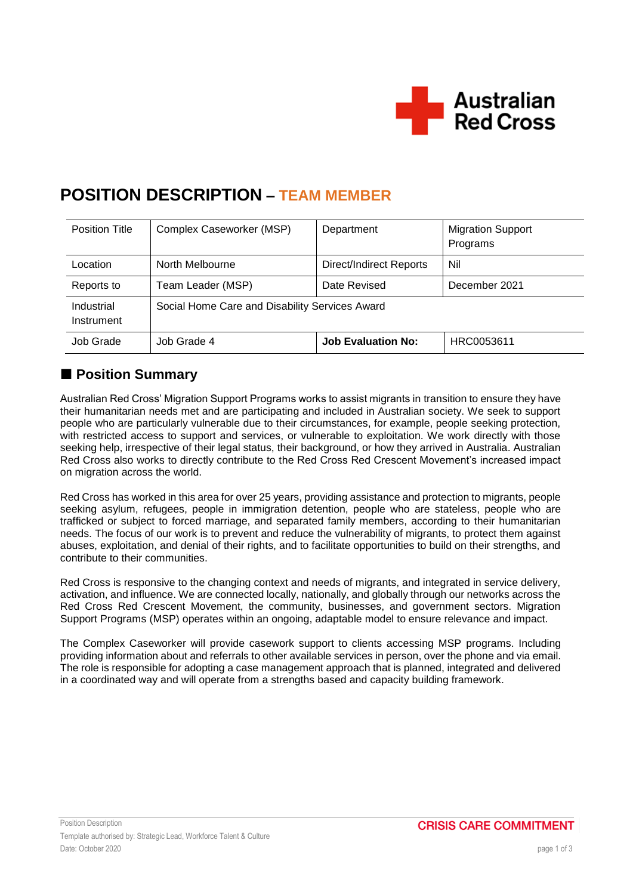# POSITION DESCRIPTION – TEAM MEMBER

| Position Title | Complex Caseworker (MSP) | Department | Migration Support Programs |
|---|---|---|---|
| Location | North Melbourne | Direct/Indirect Reports | Nil |
| Reports to | Team Leader (MSP) | Date Revised | December 2021 |
| Industrial Instrument | Social Home Care and Disability Services Award | | |
| Job Grade | Job Grade 4 | **Job Evaluation No:** | HRC0053611 |

## ■ Position Summary

Australian Red Cross' Migration Support Programs works to assist migrants in transition to ensure they have their humanitarian needs met and are participating and included in Australian society. We seek to support people who are particularly vulnerable due to their circumstances, for example, people seeking protection, with restricted access to support and services, or vulnerable to exploitation. We work directly with those seeking help, irrespective of their legal status, their background, or how they arrived in Australia. Australian Red Cross also works to directly contribute to the Red Cross Red Crescent Movement's increased impact on migration across the world.

Red Cross has worked in this area for over 25 years, providing assistance and protection to migrants, people seeking asylum, refugees, people in immigration detention, people who are stateless, people who are trafficked or subject to forced marriage, and separated family members, according to their humanitarian needs. The focus of our work is to prevent and reduce the vulnerability of migrants, to protect them against abuses, exploitation, and denial of their rights, and to facilitate opportunities to build on their strengths, and contribute to their communities.

Red Cross is responsive to the changing context and needs of migrants, and integrated in service delivery, activation, and influence. We are connected locally, nationally, and globally through our networks across the Red Cross Red Crescent Movement, the community, businesses, and government sectors. Migration Support Programs (MSP) operates within an ongoing, adaptable model to ensure relevance and impact.

The Complex Caseworker will provide casework support to clients accessing MSP programs. Including providing information about and referrals to other available services in person, over the phone and via email. The role is responsible for adopting a case management approach that is planned, integrated and delivered in a coordinated way and will operate from a strengths based and capacity building framework.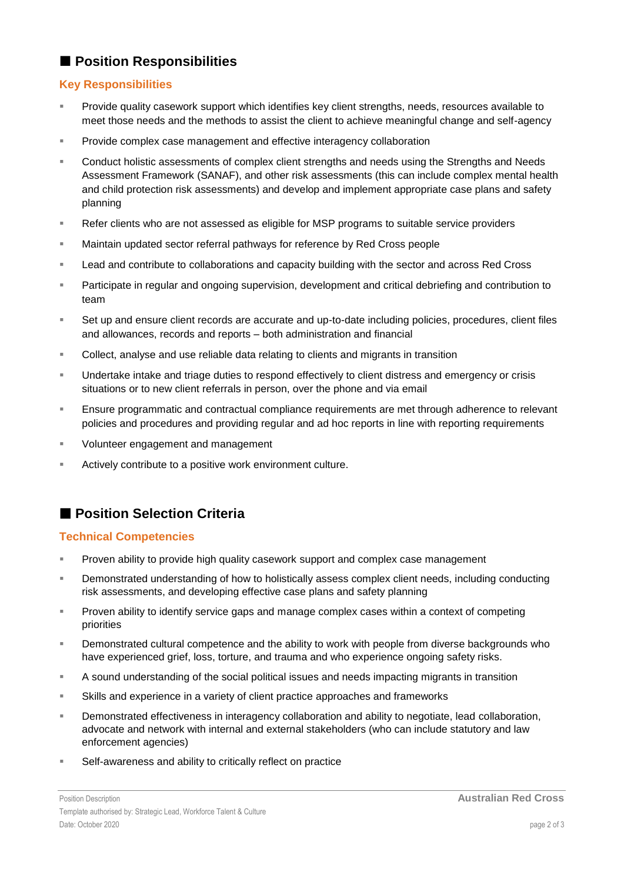## ■ Position Responsibilities

### Key Responsibilities

- Provide quality casework support which identifies key client strengths, needs, resources available to meet those needs and the methods to assist the client to achieve meaningful change and self-agency
- Provide complex case management and effective interagency collaboration
- Conduct holistic assessments of complex client strengths and needs using the Strengths and Needs Assessment Framework (SANAF), and other risk assessments (this can include complex mental health and child protection risk assessments) and develop and implement appropriate case plans and safety planning
- Refer clients who are not assessed as eligible for MSP programs to suitable service providers
- Maintain updated sector referral pathways for reference by Red Cross people
- Lead and contribute to collaborations and capacity building with the sector and across Red Cross
- Participate in regular and ongoing supervision, development and critical debriefing and contribution to team
- Set up and ensure client records are accurate and up-to-date including policies, procedures, client files and allowances, records and reports – both administration and financial
- Collect, analyse and use reliable data relating to clients and migrants in transition
- Undertake intake and triage duties to respond effectively to client distress and emergency or crisis situations or to new client referrals in person, over the phone and via email
- Ensure programmatic and contractual compliance requirements are met through adherence to relevant policies and procedures and providing regular and ad hoc reports in line with reporting requirements
- Volunteer engagement and management
- Actively contribute to a positive work environment culture.

## ■ Position Selection Criteria

### Technical Competencies

- Proven ability to provide high quality casework support and complex case management
- Demonstrated understanding of how to holistically assess complex client needs, including conducting risk assessments, and developing effective case plans and safety planning
- Proven ability to identify service gaps and manage complex cases within a context of competing priorities
- Demonstrated cultural competence and the ability to work with people from diverse backgrounds who have experienced grief, loss, torture, and trauma and who experience ongoing safety risks.
- A sound understanding of the social political issues and needs impacting migrants in transition
- Skills and experience in a variety of client practice approaches and frameworks
- Demonstrated effectiveness in interagency collaboration and ability to negotiate, lead collaboration, advocate and network with internal and external stakeholders (who can include statutory and law enforcement agencies)
- Self-awareness and ability to critically reflect on practice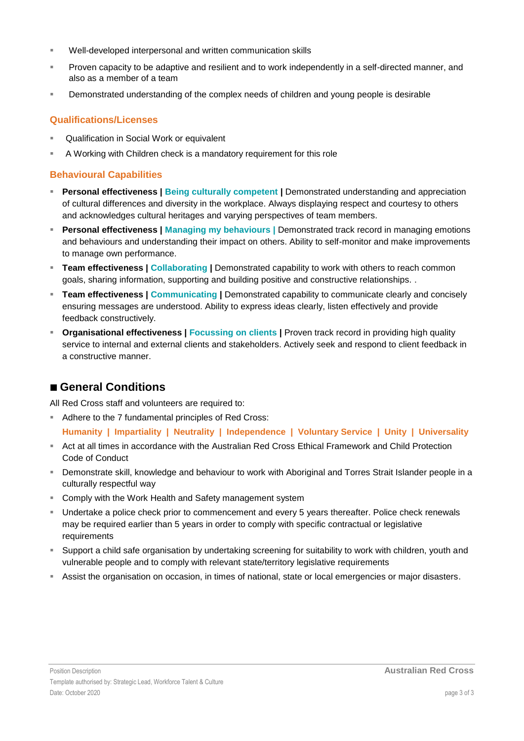- Well-developed interpersonal and written communication skills
- Proven capacity to be adaptive and resilient and to work independently in a self-directed manner, and also as a member of a team
- Demonstrated understanding of the complex needs of children and young people is desirable

### Qualifications/Licenses

- Qualification in Social Work or equivalent
- A Working with Children check is a mandatory requirement for this role

### Behavioural Capabilities

- **Personal effectiveness | Being culturally competent |** Demonstrated understanding and appreciation of cultural differences and diversity in the workplace. Always displaying respect and courtesy to others and acknowledges cultural heritages and varying perspectives of team members.
- **Personal effectiveness | Managing my behaviours |** Demonstrated track record in managing emotions and behaviours and understanding their impact on others. Ability to self-monitor and make improvements to manage own performance.
- **Team effectiveness | Collaborating |** Demonstrated capability to work with others to reach common goals, sharing information, supporting and building positive and constructive relationships. .
- **Team effectiveness | Communicating |** Demonstrated capability to communicate clearly and concisely ensuring messages are understood. Ability to express ideas clearly, listen effectively and provide feedback constructively.
- **Organisational effectiveness | Focussing on clients |** Proven track record in providing high quality service to internal and external clients and stakeholders. Actively seek and respond to client feedback in a constructive manner.

## ■ General Conditions

All Red Cross staff and volunteers are required to:

- Adhere to the 7 fundamental principles of Red Cross:
  **Humanity | Impartiality | Neutrality | Independence | Voluntary Service | Unity | Universality**
- Act at all times in accordance with the Australian Red Cross Ethical Framework and Child Protection Code of Conduct
- Demonstrate skill, knowledge and behaviour to work with Aboriginal and Torres Strait Islander people in a culturally respectful way
- Comply with the Work Health and Safety management system
- Undertake a police check prior to commencement and every 5 years thereafter. Police check renewals may be required earlier than 5 years in order to comply with specific contractual or legislative requirements
- Support a child safe organisation by undertaking screening for suitability to work with children, youth and vulnerable people and to comply with relevant state/territory legislative requirements
- Assist the organisation on occasion, in times of national, state or local emergencies or major disasters.